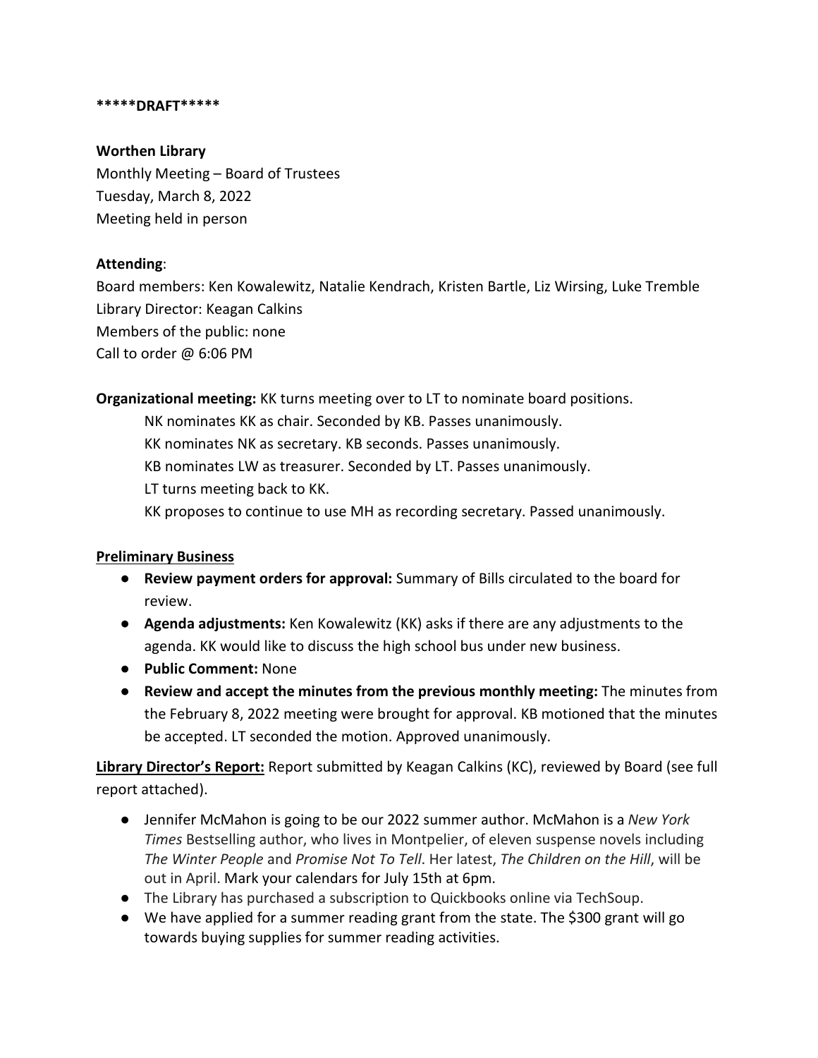**\*\*\*\*\*DRAFT\*\*\*\*\***

**Worthen Library**
Monthly Meeting – Board of Trustees
Tuesday, March 8, 2022
Meeting held in person

**Attending**:
Board members: Ken Kowalewitz, Natalie Kendrach, Kristen Bartle, Liz Wirsing, Luke Tremble
Library Director: Keagan Calkins
Members of the public: none
Call to order @ 6:06 PM

**Organizational meeting:** KK turns meeting over to LT to nominate board positions.

NK nominates KK as chair. Seconded by KB. Passes unanimously.
KK nominates NK as secretary. KB seconds. Passes unanimously.
KB nominates LW as treasurer. Seconded by LT. Passes unanimously.
LT turns meeting back to KK.
KK proposes to continue to use MH as recording secretary. Passed unanimously.

**Preliminary Business**

- **Review payment orders for approval:** Summary of Bills circulated to the board for review.
- **Agenda adjustments:** Ken Kowalewitz (KK) asks if there are any adjustments to the agenda. KK would like to discuss the high school bus under new business.
- **Public Comment:** None
- **Review and accept the minutes from the previous monthly meeting:** The minutes from the February 8, 2022 meeting were brought for approval. KB motioned that the minutes be accepted. LT seconded the motion. Approved unanimously.

**Library Director's Report:** Report submitted by Keagan Calkins (KC), reviewed by Board (see full report attached).

- Jennifer McMahon is going to be our 2022 summer author. McMahon is a *New York Times* Bestselling author, who lives in Montpelier, of eleven suspense novels including *The Winter People* and *Promise Not To Tell*. Her latest, *The Children on the Hill*, will be out in April. Mark your calendars for July 15th at 6pm.
- The Library has purchased a subscription to Quickbooks online via TechSoup.
- We have applied for a summer reading grant from the state. The $300 grant will go towards buying supplies for summer reading activities.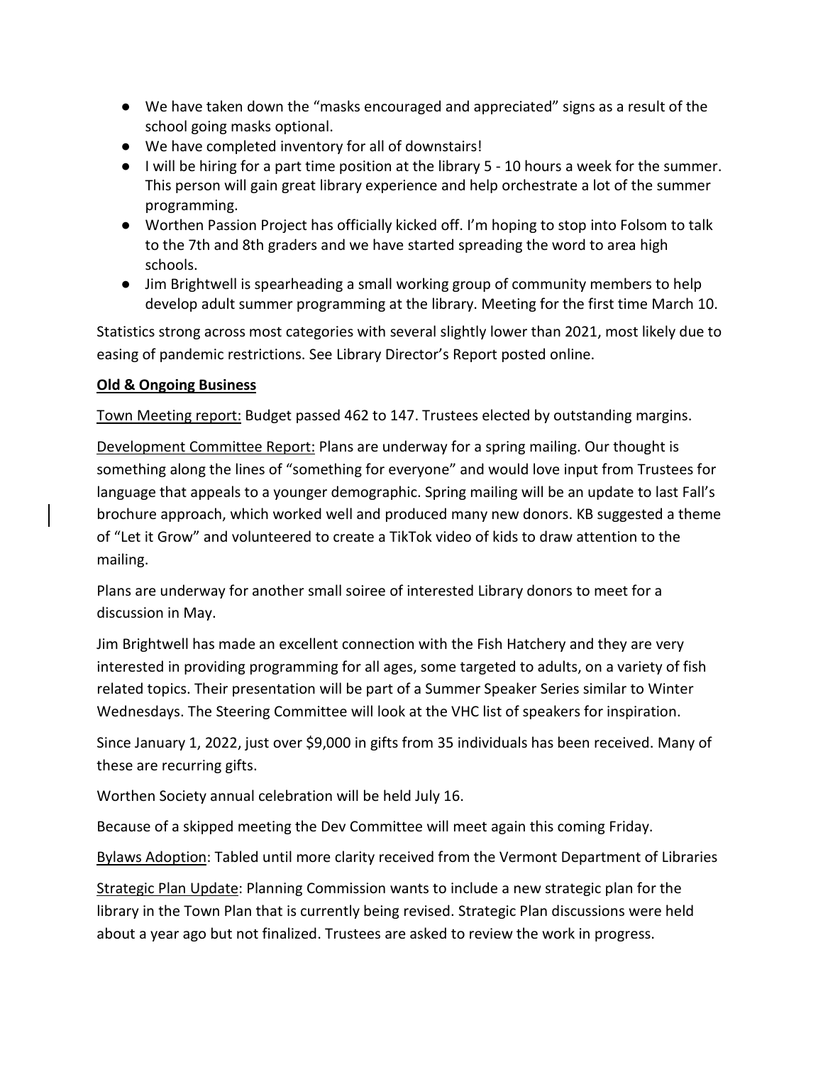- We have taken down the "masks encouraged and appreciated" signs as a result of the school going masks optional.
- We have completed inventory for all of downstairs!
- I will be hiring for a part time position at the library 5 - 10 hours a week for the summer. This person will gain great library experience and help orchestrate a lot of the summer programming.
- Worthen Passion Project has officially kicked off. I'm hoping to stop into Folsom to talk to the 7th and 8th graders and we have started spreading the word to area high schools.
- Jim Brightwell is spearheading a small working group of community members to help develop adult summer programming at the library. Meeting for the first time March 10.

Statistics strong across most categories with several slightly lower than 2021, most likely due to easing of pandemic restrictions. See Library Director's Report posted online.

**Old & Ongoing Business**

Town Meeting report: Budget passed 462 to 147. Trustees elected by outstanding margins.

Development Committee Report: Plans are underway for a spring mailing. Our thought is something along the lines of "something for everyone" and would love input from Trustees for language that appeals to a younger demographic. Spring mailing will be an update to last Fall's brochure approach, which worked well and produced many new donors. KB suggested a theme of "Let it Grow" and volunteered to create a TikTok video of kids to draw attention to the mailing.

Plans are underway for another small soiree of interested Library donors to meet for a discussion in May.

Jim Brightwell has made an excellent connection with the Fish Hatchery and they are very interested in providing programming for all ages, some targeted to adults, on a variety of fish related topics. Their presentation will be part of a Summer Speaker Series similar to Winter Wednesdays. The Steering Committee will look at the VHC list of speakers for inspiration.

Since January 1, 2022, just over $9,000 in gifts from 35 individuals has been received. Many of these are recurring gifts.

Worthen Society annual celebration will be held July 16.

Because of a skipped meeting the Dev Committee will meet again this coming Friday.

Bylaws Adoption: Tabled until more clarity received from the Vermont Department of Libraries

Strategic Plan Update: Planning Commission wants to include a new strategic plan for the library in the Town Plan that is currently being revised. Strategic Plan discussions were held about a year ago but not finalized. Trustees are asked to review the work in progress.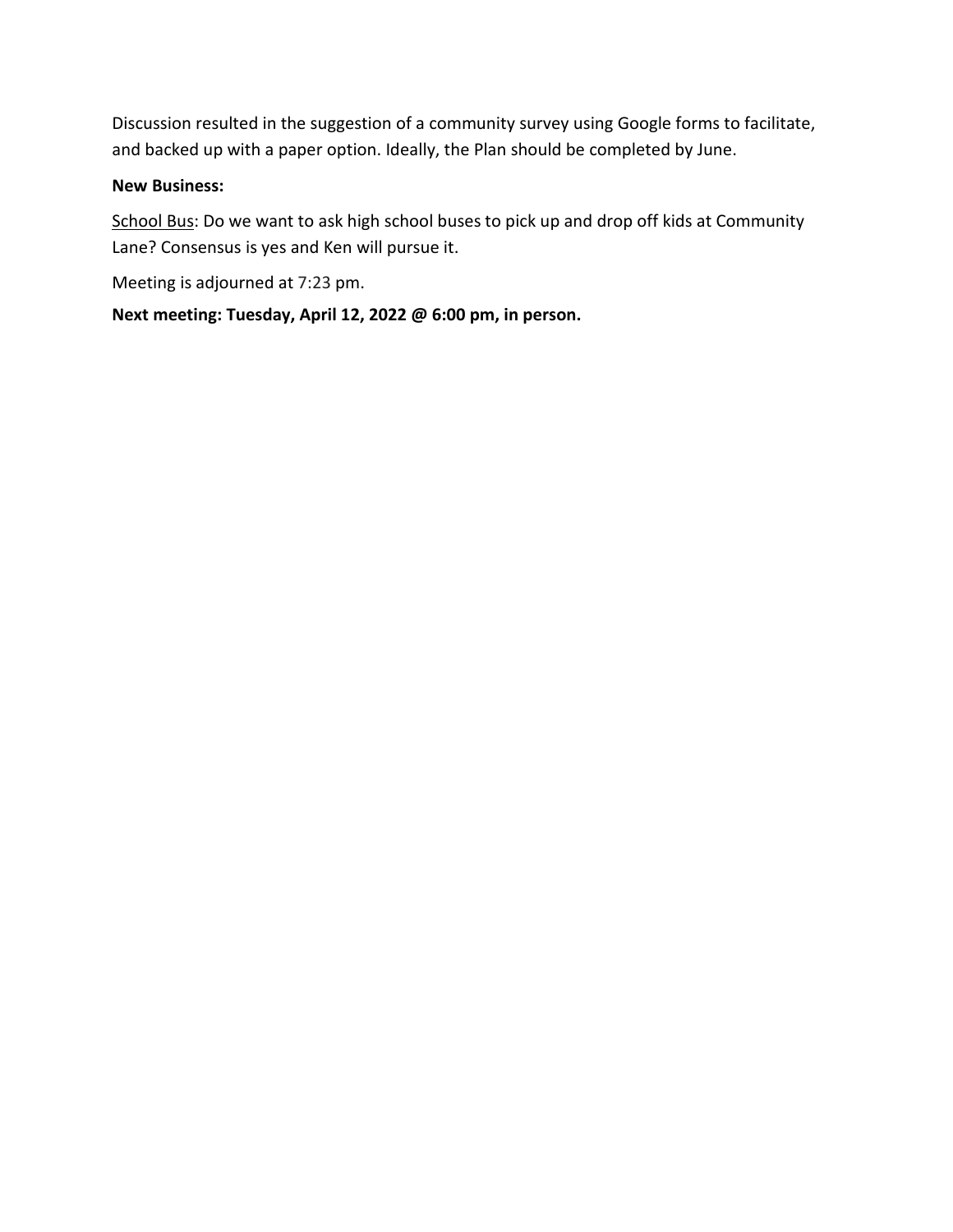Discussion resulted in the suggestion of a community survey using Google forms to facilitate, and backed up with a paper option. Ideally, the Plan should be completed by June.

**New Business:**

<u>School Bus</u>: Do we want to ask high school buses to pick up and drop off kids at Community Lane? Consensus is yes and Ken will pursue it.

Meeting is adjourned at 7:23 pm.

**Next meeting: Tuesday, April 12, 2022 @ 6:00 pm, in person.**